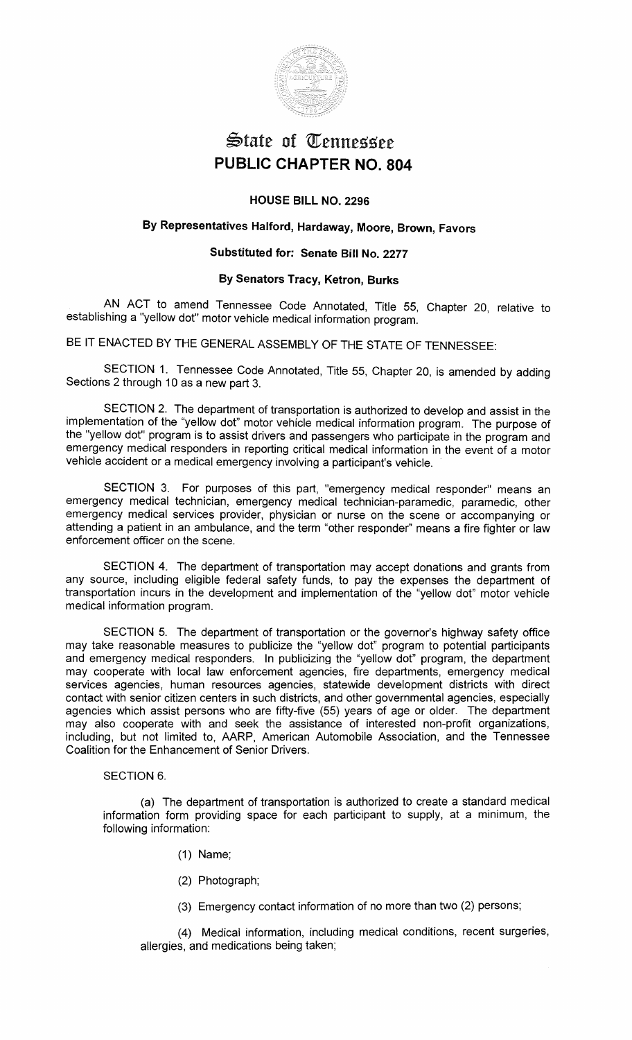# State of Tennessee

# PUBLIC CHAPTER NO. 804

## HOUSE BILL NO. 2296

### By Representatives Halford, Hardaway, Moore, Brown, Favors

### Substituted for: Senate Bill No. 2277

### By Senators Tracy, Ketron, Burks

AN ACT to amend Tennessee Code Annotated, Title 55, Chapter 20, relative to establishing a "yellow dot" motor vehicle medical information program.

BE IT ENACTED BY THE GENERAL ASSEMBLY OF THE STATE OF TENNESSEE:

SECTION 1. Tennessee Code Annotated, Title 55, Chapter 20, is amended by adding Sections 2 through 10 as a new part 3.

SECTION 2. The department of transportation is authorized to develop and assist in the implementation of the "yellow dot" motor vehicle medical information program. The purpose of the "yellow dot" program is to assist drivers and passengers who participate in the program and emergency medical responders in reporting critical medical information in the event of a motor vehicle accident or a medical emergency involving a participant's vehicle.

SECTION 3. For purposes of this part, "emergency medical responder" means an emergency medical technician, emergency medical technician-paramedic, paramedic, other emergency medical services provider, physician or nurse on the scene or accompanying or attending a patient in an ambulance, and the term "other responder" means a fire fighter or law enforcement officer on the scene.

SECTION 4. The department of transportation may accept donations and grants from any source, including eligible federal safety funds, to pay the expenses the department of transportation incurs in the development and implementation of the "yellow dot" motor vehicle medical information program.

SECTION 5. The department of transportation or the governor's highway safety office may take reasonable measures to publicize the "yellow dot" program to potential participants and emergency medical responders. In publicizing the "yellow dot" program, the department may cooperate with local law enforcement agencies, fire departments, emergency medical services agencies, human resources agencies, statewide development districts with direct contact with senior citizen centers in such districts, and other governmental agencies, especially agencies which assist persons who are fifty-five (55) years of age or older. The department may also cooperate with and seek the assistance of interested non-profit organizations, including, but not limited to, AARP, American Automobile Association, and the Tennessee Coalition for the Enhancement of Senior Drivers.

SECTION 6.

(a) The department of transportation is authorized to create a standard medical information form providing space for each participant to supply, at a minimum, the following information:

(1) Name;

(2) Photograph;

(3) Emergency contact information of no more than two (2) persons;

(4) Medical information, including medical conditions, recent surgeries, allergies, and medications being taken;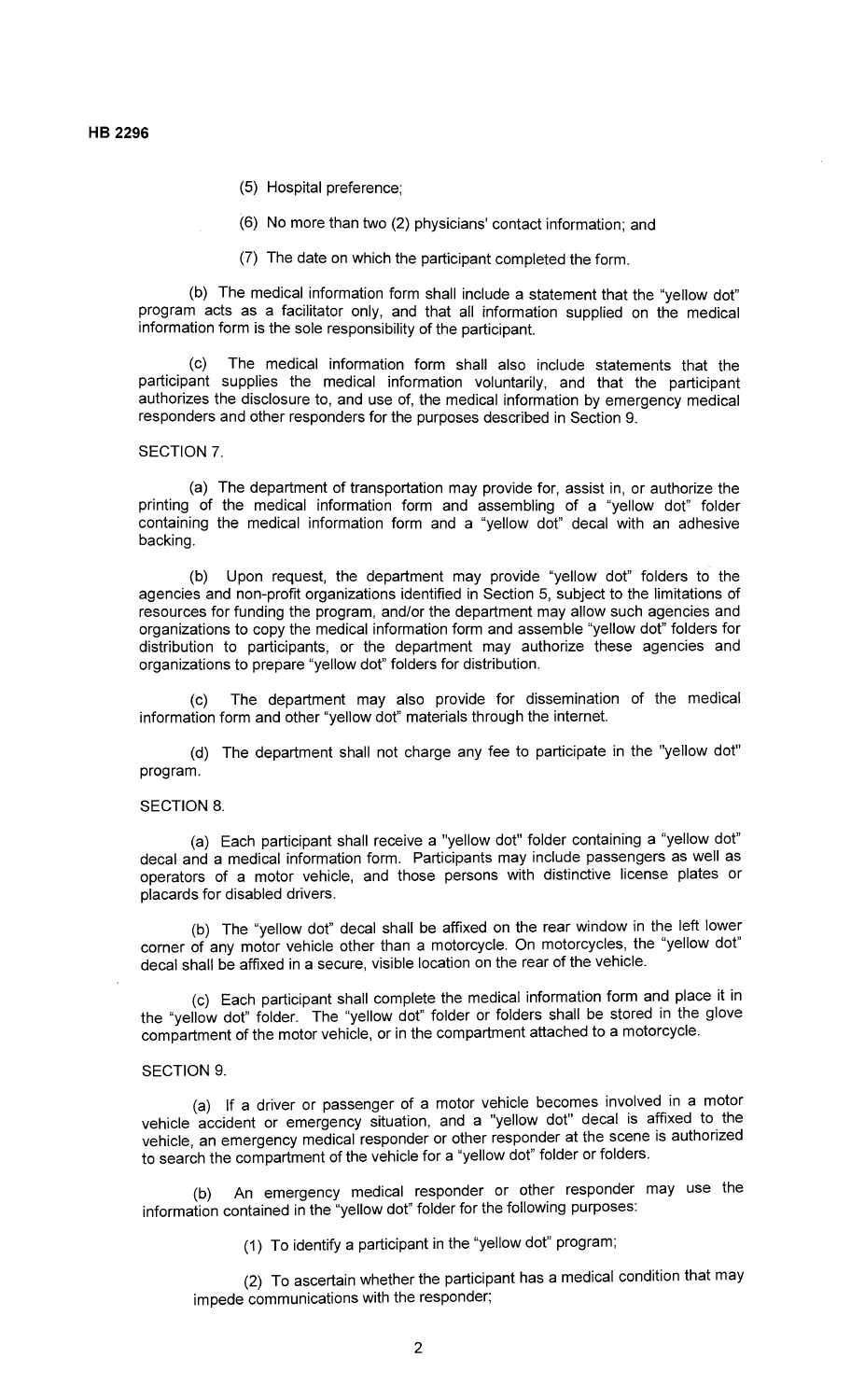(5) Hospital preference;

(6) No more than two (2) physicians' contact information; and

(7) The date on which the participant completed the form.

(b) The medical information form shall include a statement that the "yellow dot" program acts as a facilitator only, and that all information supplied on the medical information form is the sole responsibility of the participant.

(c) The medical information form shall also include statements that the participant supplies the medical information voluntarily, and that the participant authorizes the disclosure to, and use of, the medical information by emergency medical responders and other responders for the purposes described in Section 9.

SECTION 7.

(a) The department of transportation may provide for, assist in, or authorize the printing of the medical information form and assembling of a "yellow dot" folder containing the medical information form and a "yellow dot" decal with an adhesive backing.

(b) Upon request, the department may provide "yellow dot" folders to the agencies and non-profit organizations identified in Section 5, subject to the limitations of resources for funding the program, and/or the department may allow such agencies and organizations to copy the medical information form and assemble "yellow dot" folders for distribution to participants, or the department may authorize these agencies and organizations to prepare "yellow dot" folders for distribution.

(c) The department may also provide for dissemination of the medical information form and other "yellow dot" materials through the internet.

(d) The department shall not charge any fee to participate in the "yellow dot" program.

SECTION 8.

(a) Each participant shall receive a "yellow dot" folder containing a "yellow dot" decal and a medical information form. Participants may include passengers as well as operators of a motor vehicle, and those persons with distinctive license plates or placards for disabled drivers.

(b) The "yellow dot" decal shall be affixed on the rear window in the left lower corner of any motor vehicle other than a motorcycle. On motorcycles, the "yellow dot" decal shall be affixed in a secure, visible location on the rear of the vehicle.

(c) Each participant shall complete the medical information form and place it in the "yellow dot" folder. The "yellow dot" folder or folders shall be stored in the glove compartment of the motor vehicle, or in the compartment attached to a motorcycle.

SECTION 9.

(a) If a driver or passenger of a motor vehicle becomes involved in a motor vehicle accident or emergency situation, and a "yellow dot" decal is affixed to the vehicle, an emergency medical responder or other responder at the scene is authorized to search the compartment of the vehicle for a "yellow dot" folder or folders.

(b) An emergency medical responder or other responder may use the information contained in the "yellow dot" folder for the following purposes:

(1) To identify a participant in the "yellow dot" program;

(2) To ascertain whether the participant has a medical condition that may impede communications with the responder;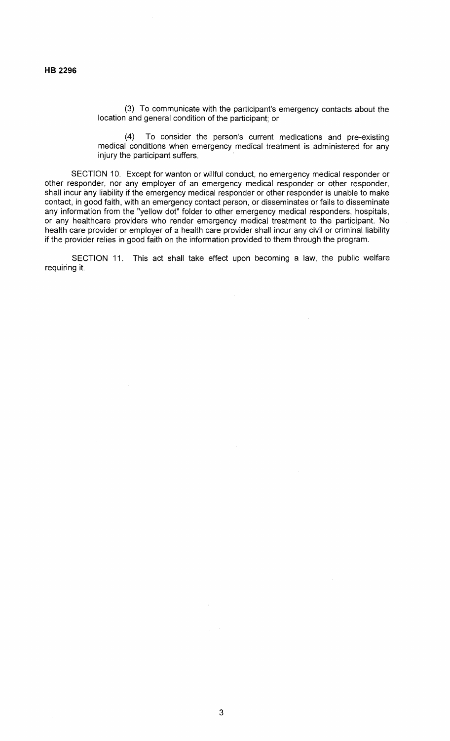(3) To communicate with the participant's emergency contacts about the location and general condition of the participant; or

(4) To consider the person's current medications and pre-existing medical conditions when emergency medical treatment is administered for any injury the participant suffers.

SECTION 10. Except for wanton or willful conduct, no emergency medical responder or other responder, nor any employer of an emergency medical responder or other responder, shall incur any liability if the emergency medical responder or other responder is unable to make contact, in good faith, with an emergency contact person, or disseminates or fails to disseminate any information from the "yellow dot" folder to other emergency medical responders, hospitals, or any healthcare providers who render emergency medical treatment to the participant. No health care provider or employer of a health care provider shall incur any civil or criminal liability if the provider relies in good faith on the information provided to them through the program.

SECTION 11. This act shall take effect upon becoming a law, the public welfare requiring it.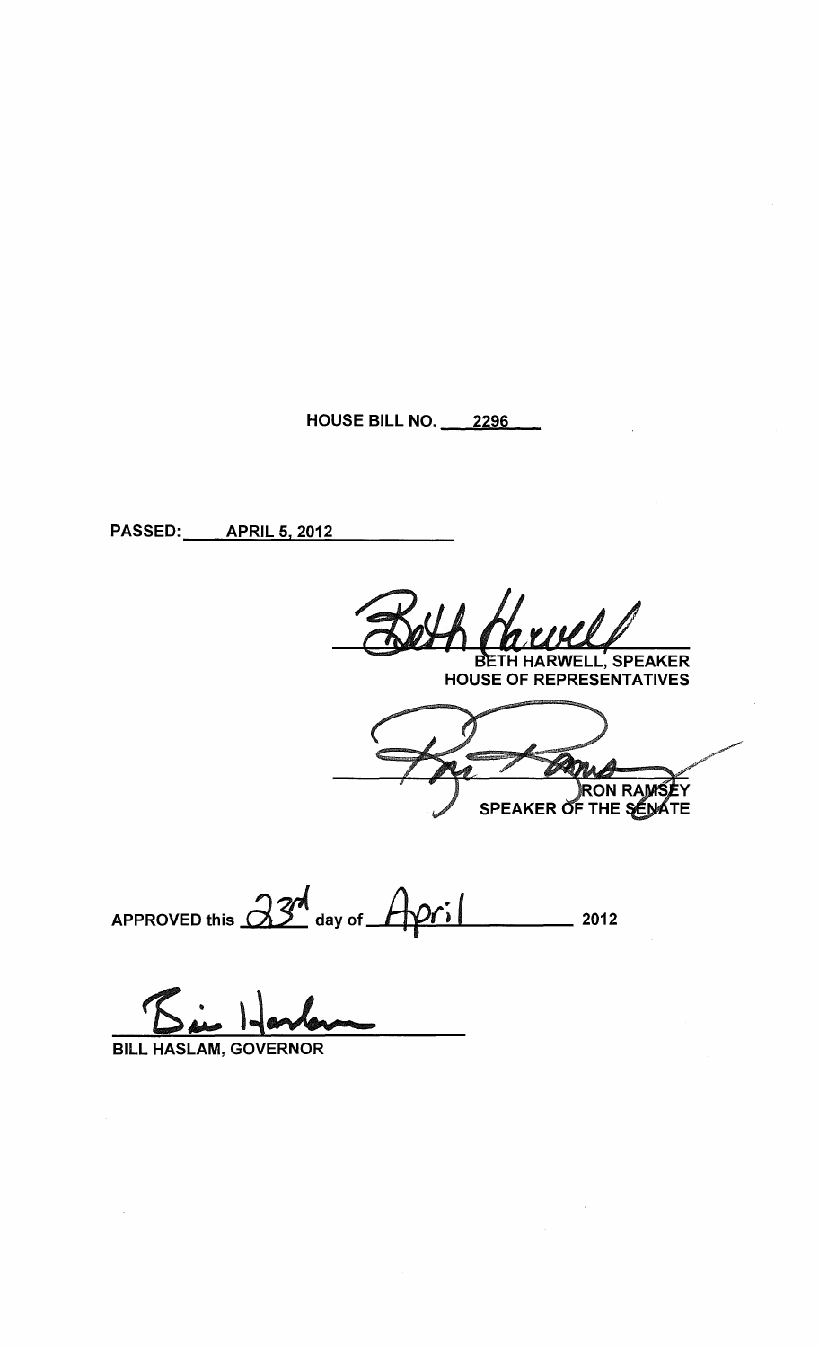HOUSE BILL NO. 2296

PASSED: APRIL 5, 2012

BETH HARWELL, SPEAKER
HOUSE OF REPRESENTATIVES

RON RAMSEY
SPEAKER OF THE SENATE

APPROVED this 23rd day of April 2012

BILL HASLAM, GOVERNOR